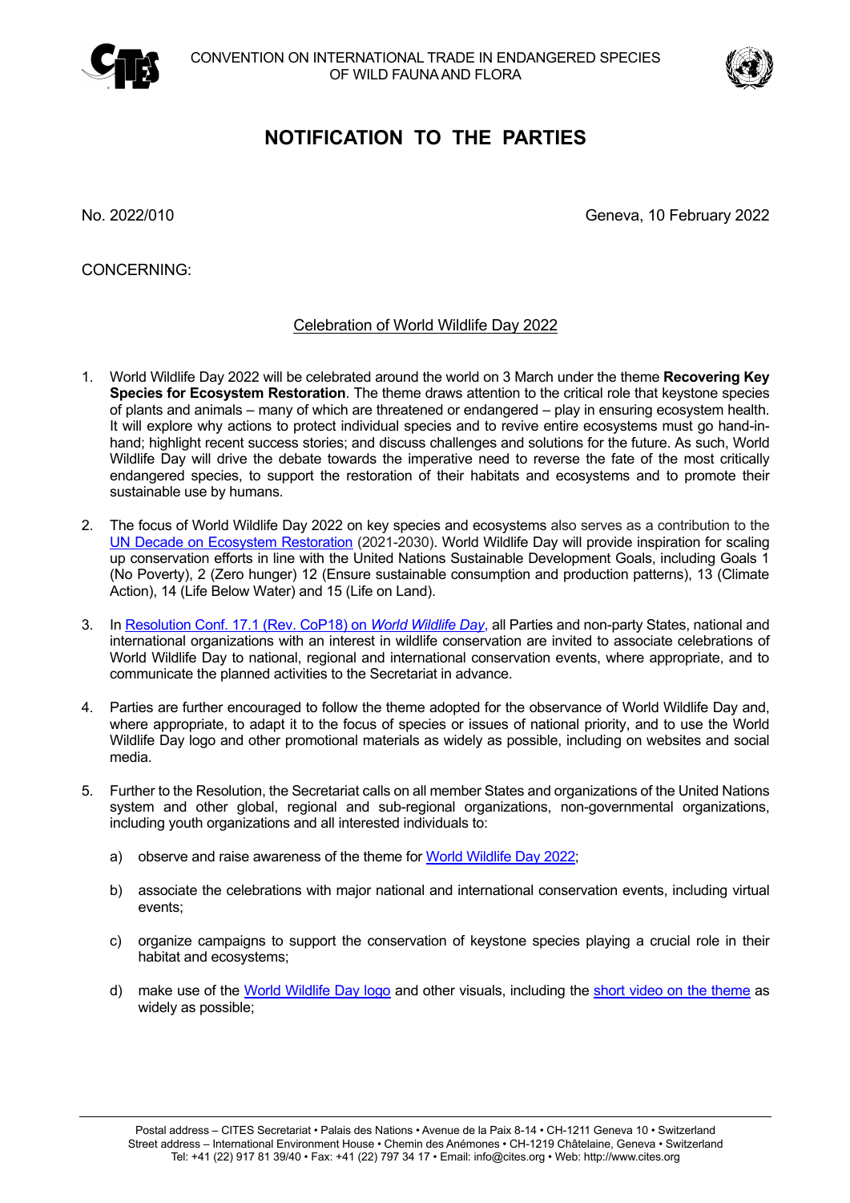CONVENTION ON INTERNATIONAL TRADE IN ENDANGERED SPECIES
OF WILD FAUNA AND FLORA

# NOTIFICATION TO THE PARTIES

No. 2022/010

Geneva, 10 February 2022

CONCERNING:

## Celebration of World Wildlife Day 2022

1. World Wildlife Day 2022 will be celebrated around the world on 3 March under the theme **Recovering Key Species for Ecosystem Restoration**. The theme draws attention to the critical role that keystone species of plants and animals – many of which are threatened or endangered – play in ensuring ecosystem health. It will explore why actions to protect individual species and to revive entire ecosystems must go hand-in-hand; highlight recent success stories; and discuss challenges and solutions for the future. As such, World Wildlife Day will drive the debate towards the imperative need to reverse the fate of the most critically endangered species, to support the restoration of their habitats and ecosystems and to promote their sustainable use by humans.

2. The focus of World Wildlife Day 2022 on key species and ecosystems also serves as a contribution to the UN Decade on Ecosystem Restoration (2021-2030). World Wildlife Day will provide inspiration for scaling up conservation efforts in line with the United Nations Sustainable Development Goals, including Goals 1 (No Poverty), 2 (Zero hunger) 12 (Ensure sustainable consumption and production patterns), 13 (Climate Action), 14 (Life Below Water) and 15 (Life on Land).

3. In Resolution Conf. 17.1 (Rev. CoP18) on *World Wildlife Day*, all Parties and non-party States, national and international organizations with an interest in wildlife conservation are invited to associate celebrations of World Wildlife Day to national, regional and international conservation events, where appropriate, and to communicate the planned activities to the Secretariat in advance.

4. Parties are further encouraged to follow the theme adopted for the observance of World Wildlife Day and, where appropriate, to adapt it to the focus of species or issues of national priority, and to use the World Wildlife Day logo and other promotional materials as widely as possible, including on websites and social media.

5. Further to the Resolution, the Secretariat calls on all member States and organizations of the United Nations system and other global, regional and sub-regional organizations, non-governmental organizations, including youth organizations and all interested individuals to:

   a) observe and raise awareness of the theme for World Wildlife Day 2022;

   b) associate the celebrations with major national and international conservation events, including virtual events;

   c) organize campaigns to support the conservation of keystone species playing a crucial role in their habitat and ecosystems;

   d) make use of the World Wildlife Day logo and other visuals, including the short video on the theme as widely as possible;

Postal address – CITES Secretariat • Palais des Nations • Avenue de la Paix 8-14 • CH-1211 Geneva 10 • Switzerland
Street address – International Environment House • Chemin des Anémones • CH-1219 Châtelaine, Geneva • Switzerland
Tel: +41 (22) 917 81 39/40 • Fax: +41 (22) 797 34 17 • Email: info@cites.org • Web: http://www.cites.org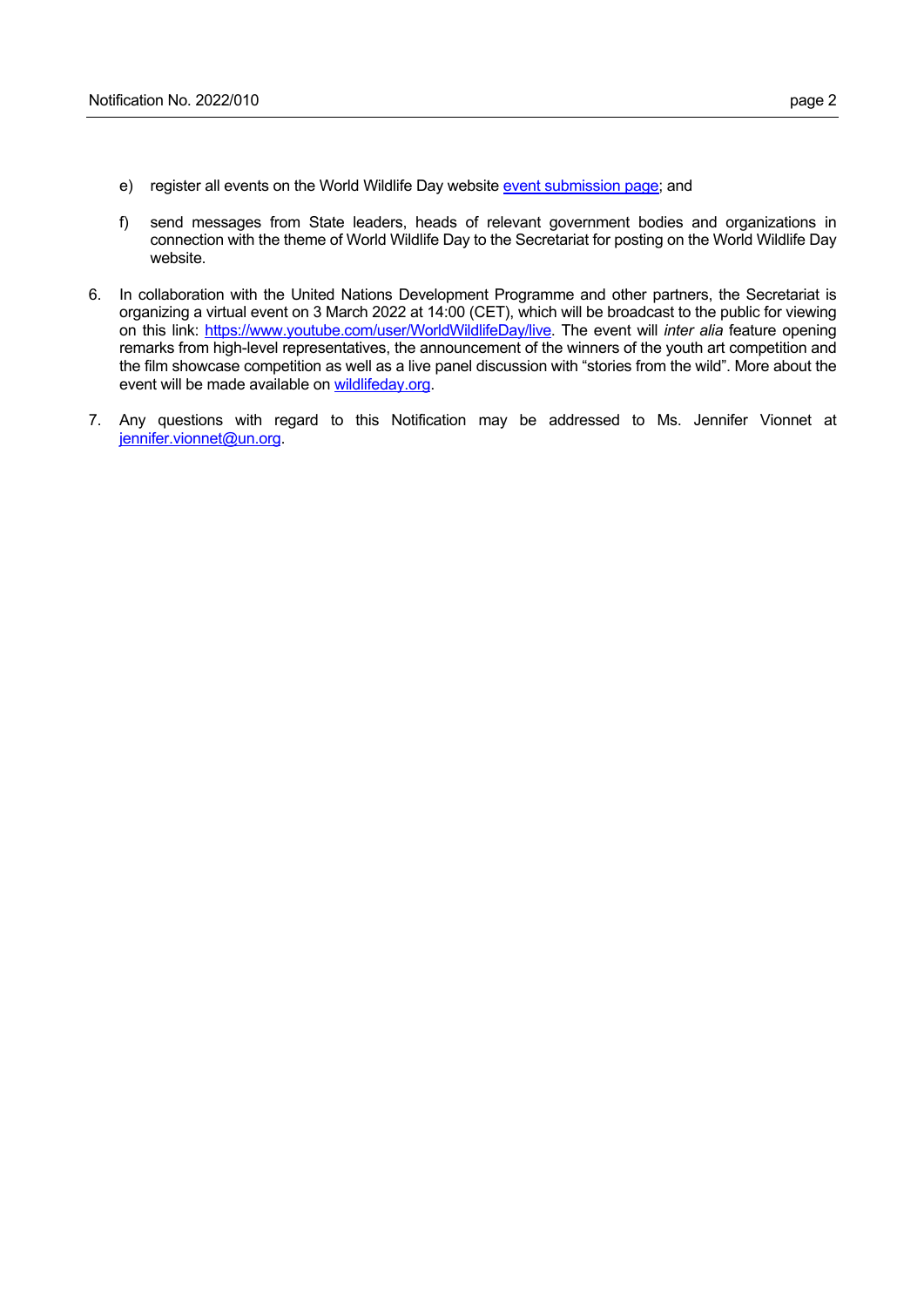e) register all events on the World Wildlife Day website event submission page; and

f) send messages from State leaders, heads of relevant government bodies and organizations in connection with the theme of World Wildlife Day to the Secretariat for posting on the World Wildlife Day website.

6. In collaboration with the United Nations Development Programme and other partners, the Secretariat is organizing a virtual event on 3 March 2022 at 14:00 (CET), which will be broadcast to the public for viewing on this link: https://www.youtube.com/user/WorldWildlifeDay/live. The event will *inter alia* feature opening remarks from high-level representatives, the announcement of the winners of the youth art competition and the film showcase competition as well as a live panel discussion with "stories from the wild". More about the event will be made available on wildlifeday.org.

7. Any questions with regard to this Notification may be addressed to Ms. Jennifer Vionnet at jennifer.vionnet@un.org.